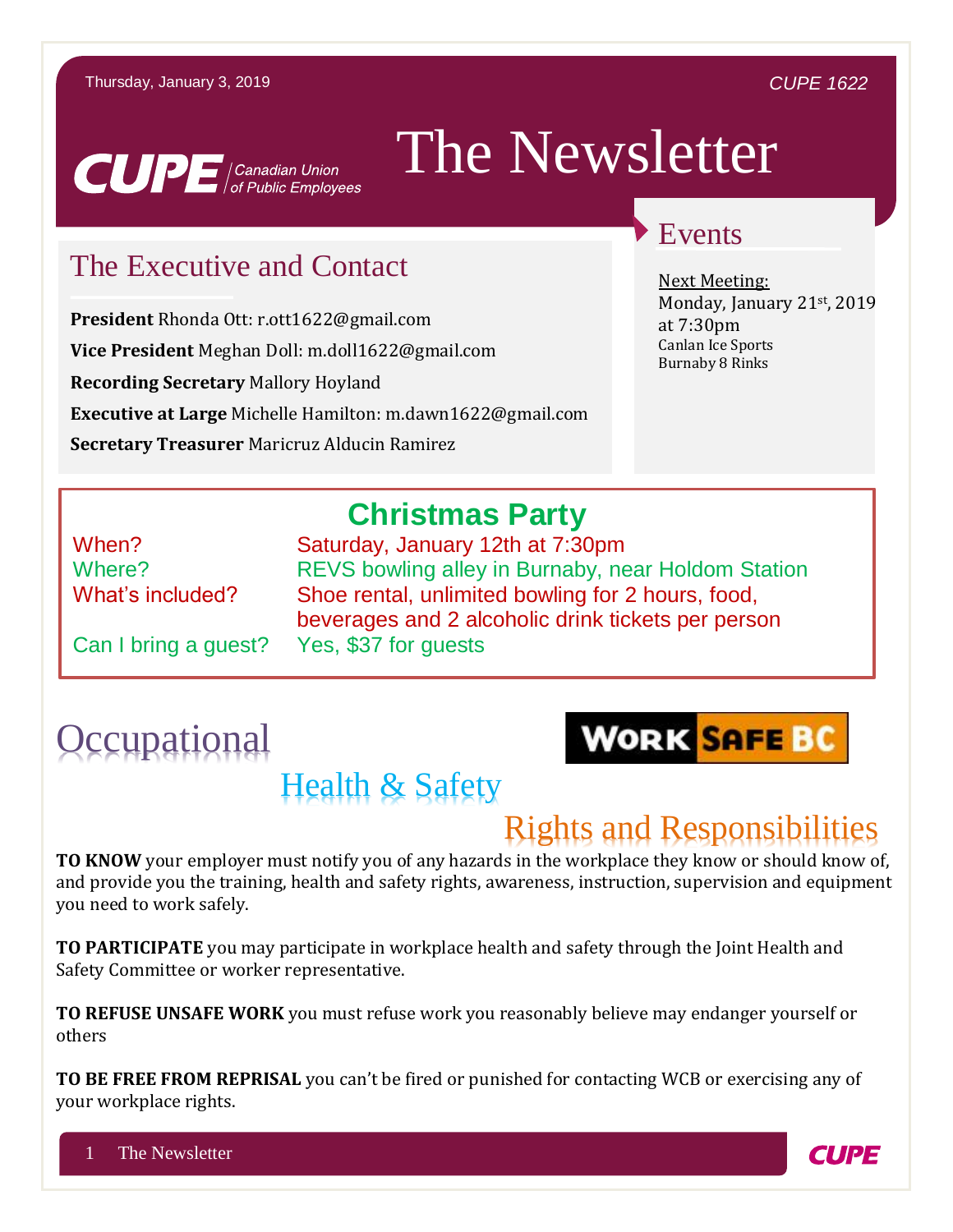Thursday, January 3, 2019

CUPE 1622

CUPE Canadian Union of Public Employees

# The Newsletter

## The Executive and Contact

**President** Rhonda Ott: r.ott1622@gmail.com

**Vice President** Meghan Doll: m.doll1622@gmail.com

**Recording Secretary** Mallory Hoyland

**Executive at Large** Michelle Hamilton: m.dawn1622@gmail.com

**Secretary Treasurer** Maricruz Alducin Ramirez

## Events

Next Meeting:
Monday, January 21st, 2019 at 7:30pm
Canlan Ice Sports
Burnaby 8 Rinks

## Christmas Party

| | |
|---|---|
| When? | Saturday, January 12th at 7:30pm |
| Where? | REVS bowling alley in Burnaby, near Holdom Station |
| What's included? | Shoe rental, unlimited bowling for 2 hours, food, beverages and 2 alcoholic drink tickets per person |
| Can I bring a guest? | Yes, $37 for guests |

# Occupational Health & Safety

WORK SAFE BC

## Rights and Responsibilities

**TO KNOW** your employer must notify you of any hazards in the workplace they know or should know of, and provide you the training, health and safety rights, awareness, instruction, supervision and equipment you need to work safely.

**TO PARTICIPATE** you may participate in workplace health and safety through the Joint Health and Safety Committee or worker representative.

**TO REFUSE UNSAFE WORK** you must refuse work you reasonably believe may endanger yourself or others

**TO BE FREE FROM REPRISAL** you can't be fired or punished for contacting WCB or exercising any of your workplace rights.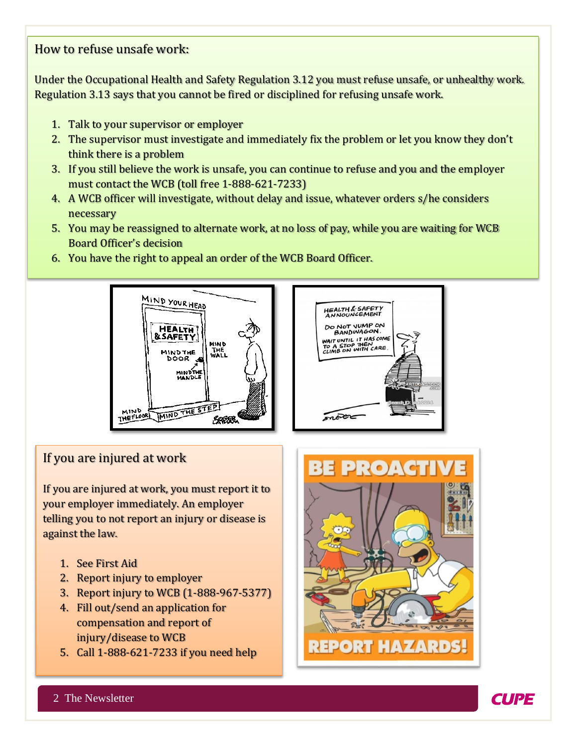## How to refuse unsafe work:

Under the Occupational Health and Safety Regulation 3.12 you must refuse unsafe, or unhealthy work. Regulation 3.13 says that you cannot be fired or disciplined for refusing unsafe work.

1. Talk to your supervisor or employer
2. The supervisor must investigate and immediately fix the problem or let you know they don't think there is a problem
3. If you still believe the work is unsafe, you can continue to refuse and you and the employer must contact the WCB (toll free 1-888-621-7233)
4. A WCB officer will investigate, without delay and issue, whatever orders s/he considers necessary
5. You may be reassigned to alternate work, at no loss of pay, while you are waiting for WCB Board Officer's decision
6. You have the right to appeal an order of the WCB Board Officer.

## If you are injured at work

If you are injured at work, you must report it to your employer immediately. An employer telling you to not report an injury or disease is against the law.

1. See First Aid
2. Report injury to employer
3. Report injury to WCB (1-888-967-5377)
4. Fill out/send an application for compensation and report of injury/disease to WCB
5. Call 1-888-621-7233 if you need help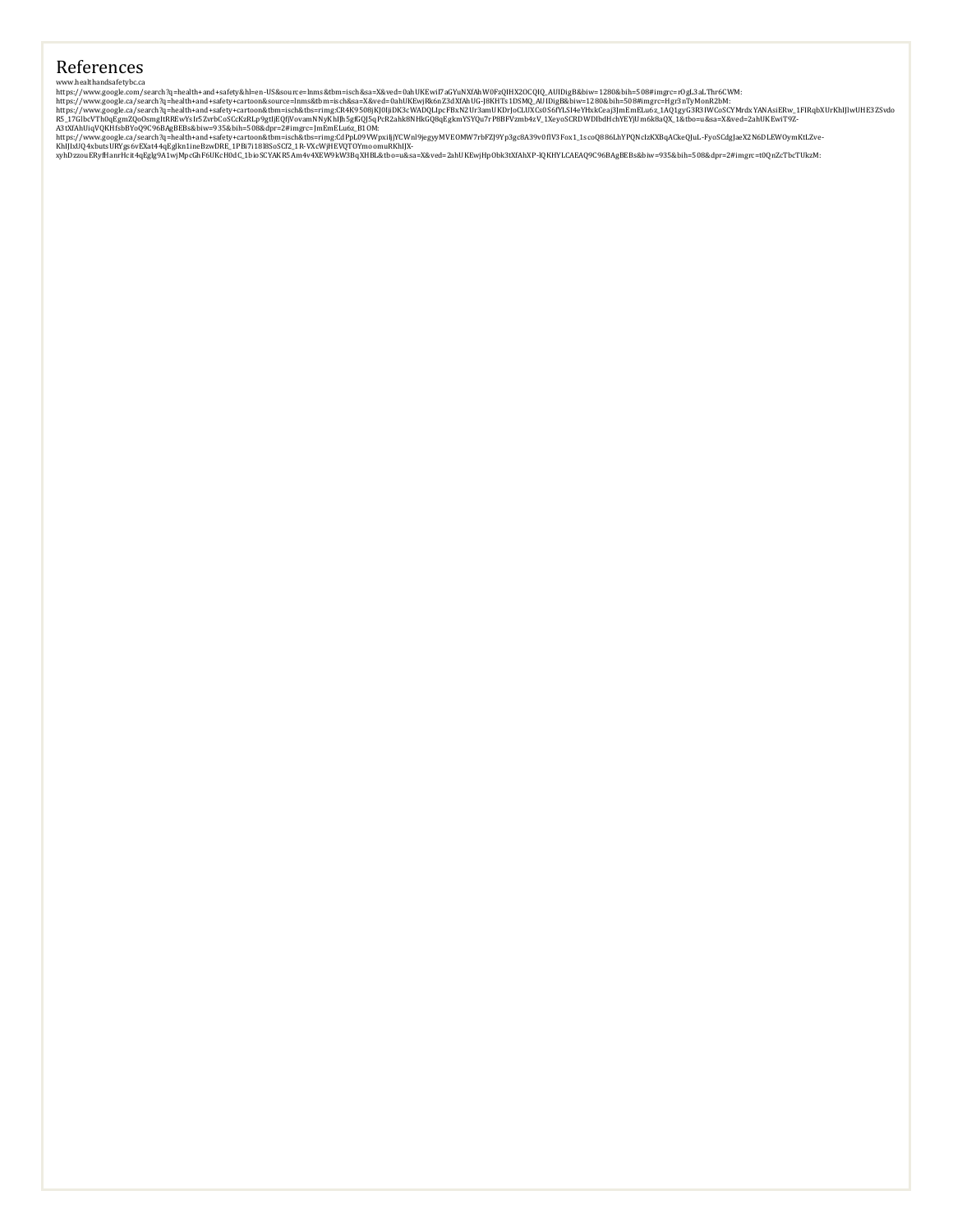# References

www.healthandsafetybc.ca

https://www.google.com/search?q=health+and+safety&hl=en-US&source=lnms&tbm=isch&sa=X&ved=0ahUKEwiI7aGYuNXfAhW0FzQIHX2OCQIQ_AUIDigB&biw=1280&bih=508#imgrc=rOgL3aLThr6CWM:

https://www.google.ca/search?q=health+and+safety+cartoon&source=lnms&tbm=isch&sa=X&ved=0ahUKEwjRk6nZ3dXfAhUG-J8KHTs1DSMQ_AUIDigB&biw=1280&bih=508#imgrc=Hgr3nTyMonR2bM:

https://www.google.ca/search?q=health+and+safety+cartoon&tbm=isch&tbs=rimg:CR4K9508jKJ0IjiDK3cWADQLIpcFBxN2Ur3amUKDrJoCLUXCs0S6fYLSI4eYHxkCeaj3JmEmELu6z_1AQ1gyG3R3IWCoSCYMrdxYANAsiERw_1FIRqbXUrKhIJlwUHE3ZSvdoR5_17GlbcVTh0qEgmZQoOsmgItRREwYsIr5ZvrbCoSCcKzRLp9gtIjEQfjVovamNNyKhIJh5gfGQJ5qPcR2ahk8NHkGQ8qEgkmYSYQu7rP8BFVzmb4zV_1XeyoSCRDWDIbdHchYEYjUm6k8aQX_1&tbo=u&sa=X&ved=2ahUKEwiT9Z-A3tXfAhUiqVQKHfsbBYoQ9C96BAgBEBs&biw=935&bih=508&dpr=2#imgrc=JmEmELu6z_B1OM:

https://www.google.ca/search?q=health+and+safety+cartoon&tbm=isch&tbs=rimg:CdPpL09VWpxiIjjYCWnl9jegyyMVEOMW7rbFZJ9Yp3gc8A39v0flV3Fox1_1scoQ886LhYPQNcIzKXBqACkeQJuL-FyoSCdgJaeX2N6DLEWOymKtLZve-KhIJIxUQ4xbutsURYgs6vEXat44qEglkn1ineBzwDRE_1PBi7i18I8SoSCf2_1R-VXcWjHEVQTOYmoomuRKhIJX-xyhDzzouERyfHanrHcit4qEglg9A1wjMpcGhF6UKcH0dC_1bioSCYAKR5Am4v4XEW9kW3BqXHBL&tbo=u&sa=X&ved=2ahUKEwjHpObk3tXfAhXP-IQKHYLCAEAQ9C96BAgBEBs&biw=935&bih=508&dpr=2#imgrc=t0QnZcTbcTUkzM: